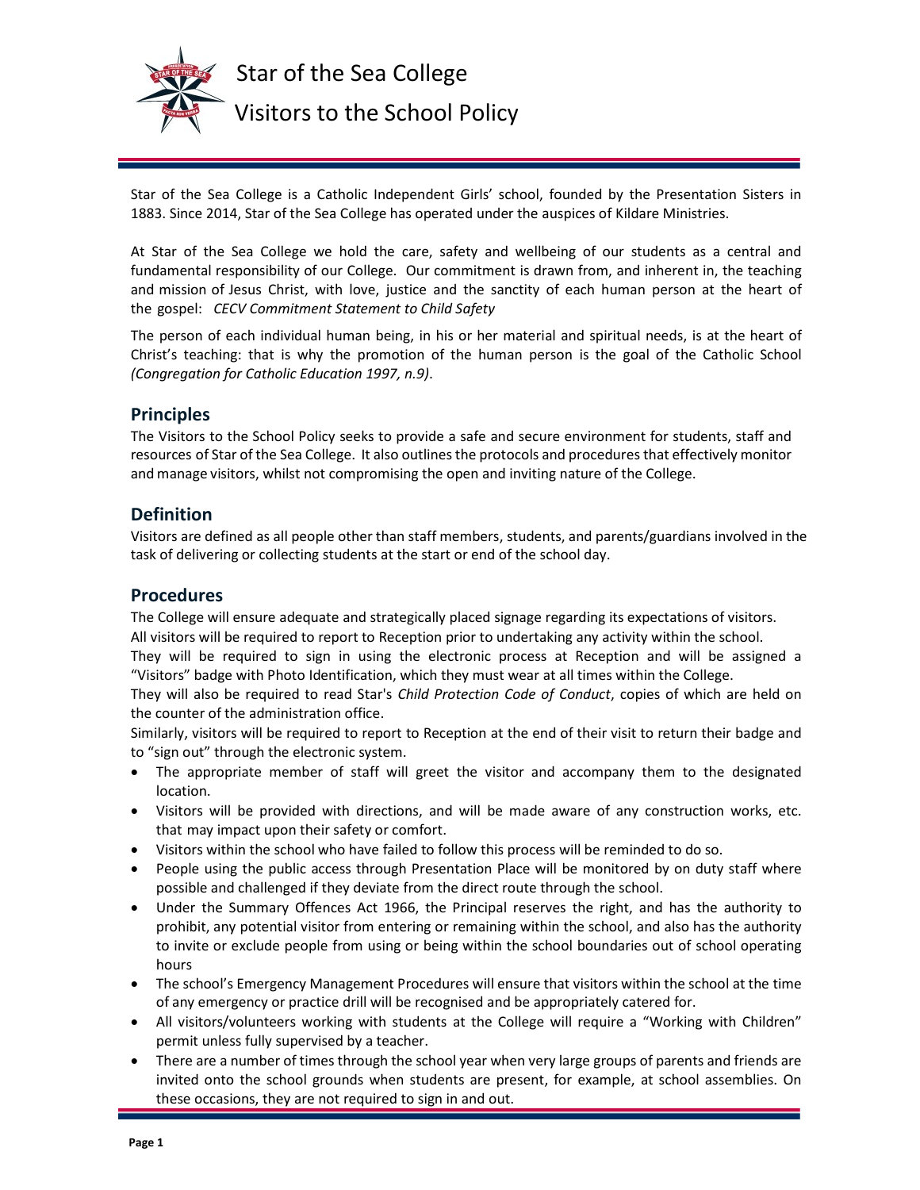# Star of the Sea College

# Visitors to the School Policy

Star of the Sea College is a Catholic Independent Girls' school, founded by the Presentation Sisters in 1883. Since 2014, Star of the Sea College has operated under the auspices of Kildare Ministries.

At Star of the Sea College we hold the care, safety and wellbeing of our students as a central and fundamental responsibility of our College. Our commitment is drawn from, and inherent in, the teaching and mission of Jesus Christ, with love, justice and the sanctity of each human person at the heart of the gospel: *CECV Commitment Statement to Child Safety*

The person of each individual human being, in his or her material and spiritual needs, is at the heart of Christ's teaching: that is why the promotion of the human person is the goal of the Catholic School *(Congregation for Catholic Education 1997, n.9)*.

## Principles

The Visitors to the School Policy seeks to provide a safe and secure environment for students, staff and resources of Star of the Sea College. It also outlines the protocols and procedures that effectively monitor and manage visitors, whilst not compromising the open and inviting nature of the College.

## Definition

Visitors are defined as all people other than staff members, students, and parents/guardians involved in the task of delivering or collecting students at the start or end of the school day.

## Procedures

The College will ensure adequate and strategically placed signage regarding its expectations of visitors.
All visitors will be required to report to Reception prior to undertaking any activity within the school.
They will be required to sign in using the electronic process at Reception and will be assigned a "Visitors" badge with Photo Identification, which they must wear at all times within the College.
They will also be required to read Star's *Child Protection Code of Conduct*, copies of which are held on the counter of the administration office.
Similarly, visitors will be required to report to Reception at the end of their visit to return their badge and to "sign out" through the electronic system.

- The appropriate member of staff will greet the visitor and accompany them to the designated location.
- Visitors will be provided with directions, and will be made aware of any construction works, etc. that may impact upon their safety or comfort.
- Visitors within the school who have failed to follow this process will be reminded to do so.
- People using the public access through Presentation Place will be monitored by on duty staff where possible and challenged if they deviate from the direct route through the school.
- Under the Summary Offences Act 1966, the Principal reserves the right, and has the authority to prohibit, any potential visitor from entering or remaining within the school, and also has the authority to invite or exclude people from using or being within the school boundaries out of school operating hours
- The school's Emergency Management Procedures will ensure that visitors within the school at the time of any emergency or practice drill will be recognised and be appropriately catered for.
- All visitors/volunteers working with students at the College will require a "Working with Children" permit unless fully supervised by a teacher.
- There are a number of times through the school year when very large groups of parents and friends are invited onto the school grounds when students are present, for example, at school assemblies. On these occasions, they are not required to sign in and out.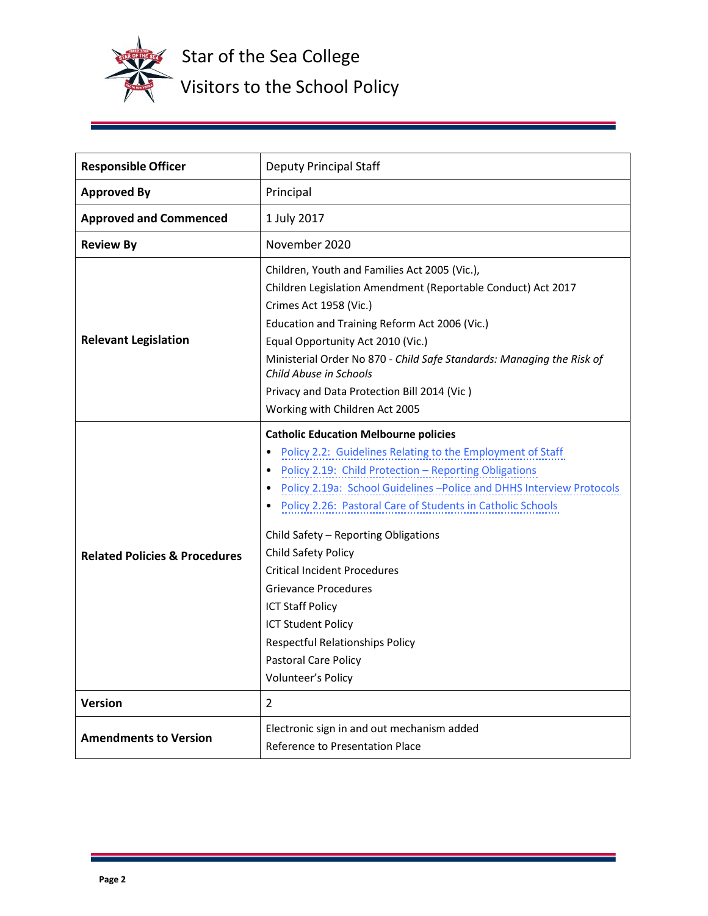# Star of the Sea College

## Visitors to the School Policy

| | |
|---|---|
| **Responsible Officer** | Deputy Principal Staff |
| **Approved By** | Principal |
| **Approved and Commenced** | 1 July 2017 |
| **Review By** | November 2020 |
| **Relevant Legislation** | Children, Youth and Families Act 2005 (Vic.),<br>Children Legislation Amendment (Reportable Conduct) Act 2017<br>Crimes Act 1958 (Vic.)<br>Education and Training Reform Act 2006 (Vic.)<br>Equal Opportunity Act 2010 (Vic.)<br>Ministerial Order No 870 - *Child Safe Standards: Managing the Risk of Child Abuse in Schools*<br>Privacy and Data Protection Bill 2014 (Vic )<br>Working with Children Act 2005 |
| **Related Policies & Procedures** | **Catholic Education Melbourne policies**<br>• Policy 2.2: Guidelines Relating to the Employment of Staff<br>• Policy 2.19: Child Protection – Reporting Obligations<br>• Policy 2.19a: School Guidelines –Police and DHHS Interview Protocols<br>• Policy 2.26: Pastoral Care of Students in Catholic Schools<br><br>Child Safety – Reporting Obligations<br>Child Safety Policy<br>Critical Incident Procedures<br>Grievance Procedures<br>ICT Staff Policy<br>ICT Student Policy<br>Respectful Relationships Policy<br>Pastoral Care Policy<br>Volunteer's Policy |
| **Version** | 2 |
| **Amendments to Version** | Electronic sign in and out mechanism added<br>Reference to Presentation Place |